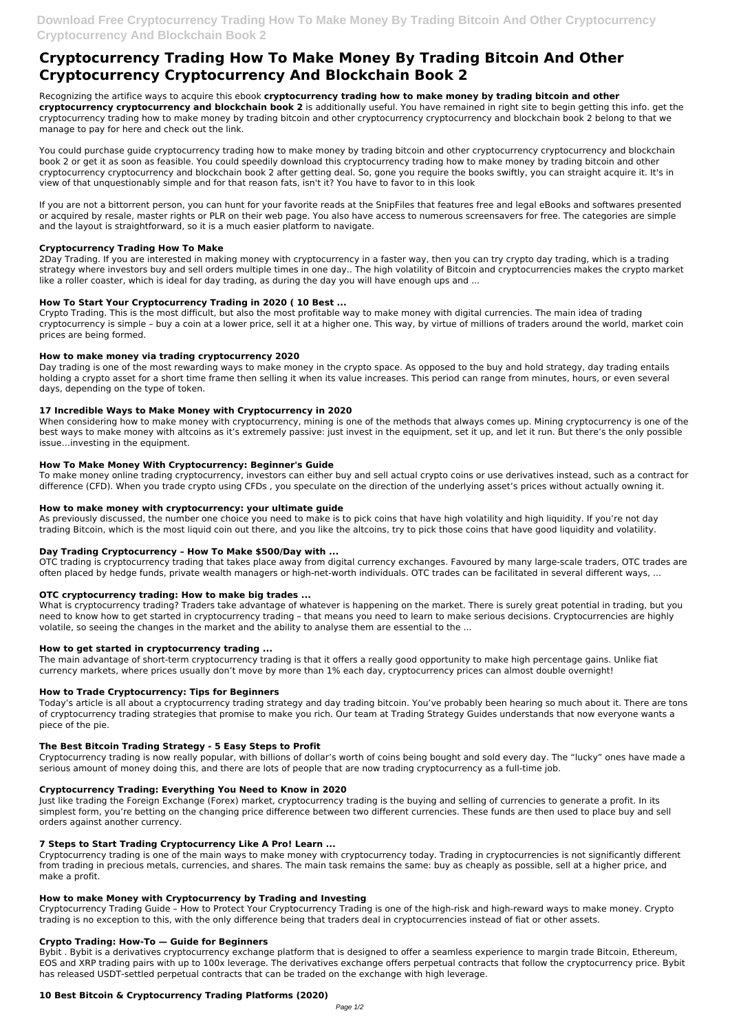# Cryptocurrency Trading How To Make Money By Trading Bitcoin And Other Cryptocurrency Cryptocurrency And Blockchain Book 2

Recognizing the artifice ways to acquire this ebook **cryptocurrency trading how to make money by trading bitcoin and other cryptocurrency cryptocurrency and blockchain book 2** is additionally useful. You have remained in right site to begin getting this info. get the cryptocurrency trading how to make money by trading bitcoin and other cryptocurrency cryptocurrency and blockchain book 2 belong to that we manage to pay for here and check out the link.

You could purchase guide cryptocurrency trading how to make money by trading bitcoin and other cryptocurrency cryptocurrency and blockchain book 2 or get it as soon as feasible. You could speedily download this cryptocurrency trading how to make money by trading bitcoin and other cryptocurrency cryptocurrency and blockchain book 2 after getting deal. So, gone you require the books swiftly, you can straight acquire it. It's in view of that unquestionably simple and for that reason fats, isn't it? You have to favor to in this look

If you are not a bittorrent person, you can hunt for your favorite reads at the SnipFiles that features free and legal eBooks and softwares presented or acquired by resale, market rights or PLR on their web page. You also have access to numerous screensavers for free. The categories are simple and the layout is straightforward, so it is a much easier platform to navigate.

### Cryptocurrency Trading How To Make

2Day Trading. If you are interested in making money with cryptocurrency in a faster way, then you can try crypto day trading, which is a trading strategy where investors buy and sell orders multiple times in one day.. The high volatility of Bitcoin and cryptocurrencies makes the crypto market like a roller coaster, which is ideal for day trading, as during the day you will have enough ups and ...

### How To Start Your Cryptocurrency Trading in 2020 ( 10 Best ...

Crypto Trading. This is the most difficult, but also the most profitable way to make money with digital currencies. The main idea of trading cryptocurrency is simple – buy a coin at a lower price, sell it at a higher one. This way, by virtue of millions of traders around the world, market coin prices are being formed.

### How to make money via trading cryptocurrency 2020

Day trading is one of the most rewarding ways to make money in the crypto space. As opposed to the buy and hold strategy, day trading entails holding a crypto asset for a short time frame then selling it when its value increases. This period can range from minutes, hours, or even several days, depending on the type of token.

### 17 Incredible Ways to Make Money with Cryptocurrency in 2020

When considering how to make money with cryptocurrency, mining is one of the methods that always comes up. Mining cryptocurrency is one of the best ways to make money with altcoins as it's extremely passive: just invest in the equipment, set it up, and let it run. But there's the only possible issue…investing in the equipment.

### How To Make Money With Cryptocurrency: Beginner's Guide

To make money online trading cryptocurrency, investors can either buy and sell actual crypto coins or use derivatives instead, such as a contract for difference (CFD). When you trade crypto using CFDs , you speculate on the direction of the underlying asset's prices without actually owning it.

### How to make money with cryptocurrency: your ultimate guide

As previously discussed, the number one choice you need to make is to pick coins that have high volatility and high liquidity. If you're not day trading Bitcoin, which is the most liquid coin out there, and you like the altcoins, try to pick those coins that have good liquidity and volatility.

### Day Trading Cryptocurrency – How To Make $500/Day with ...

OTC trading is cryptocurrency trading that takes place away from digital currency exchanges. Favoured by many large-scale traders, OTC trades are often placed by hedge funds, private wealth managers or high-net-worth individuals. OTC trades can be facilitated in several different ways, ...

### OTC cryptocurrency trading: How to make big trades ...

What is cryptocurrency trading? Traders take advantage of whatever is happening on the market. There is surely great potential in trading, but you need to know how to get started in cryptocurrency trading – that means you need to learn to make serious decisions. Cryptocurrencies are highly volatile, so seeing the changes in the market and the ability to analyse them are essential to the ...

### How to get started in cryptocurrency trading ...

The main advantage of short-term cryptocurrency trading is that it offers a really good opportunity to make high percentage gains. Unlike fiat currency markets, where prices usually don't move by more than 1% each day, cryptocurrency prices can almost double overnight!

### How to Trade Cryptocurrency: Tips for Beginners

Today's article is all about a cryptocurrency trading strategy and day trading bitcoin. You've probably been hearing so much about it. There are tons of cryptocurrency trading strategies that promise to make you rich. Our team at Trading Strategy Guides understands that now everyone wants a piece of the pie.

### The Best Bitcoin Trading Strategy - 5 Easy Steps to Profit

Cryptocurrency trading is now really popular, with billions of dollar's worth of coins being bought and sold every day. The "lucky" ones have made a serious amount of money doing this, and there are lots of people that are now trading cryptocurrency as a full-time job.

### Cryptocurrency Trading: Everything You Need to Know in 2020

Just like trading the Foreign Exchange (Forex) market, cryptocurrency trading is the buying and selling of currencies to generate a profit. In its simplest form, you're betting on the changing price difference between two different currencies. These funds are then used to place buy and sell orders against another currency.

### 7 Steps to Start Trading Cryptocurrency Like A Pro! Learn ...

Cryptocurrency trading is one of the main ways to make money with cryptocurrency today. Trading in cryptocurrencies is not significantly different from trading in precious metals, currencies, and shares. The main task remains the same: buy as cheaply as possible, sell at a higher price, and make a profit.

### How to make Money with Cryptocurrency by Trading and Investing

Cryptocurrency Trading Guide – How to Protect Your Cryptocurrency Trading is one of the high-risk and high-reward ways to make money. Crypto trading is no exception to this, with the only difference being that traders deal in cryptocurrencies instead of fiat or other assets.

### Crypto Trading: How-To — Guide for Beginners

Bybit . Bybit is a derivatives cryptocurrency exchange platform that is designed to offer a seamless experience to margin trade Bitcoin, Ethereum, EOS and XRP trading pairs with up to 100x leverage. The derivatives exchange offers perpetual contracts that follow the cryptocurrency price. Bybit has released USDT-settled perpetual contracts that can be traded on the exchange with high leverage.

### 10 Best Bitcoin & Cryptocurrency Trading Platforms (2020)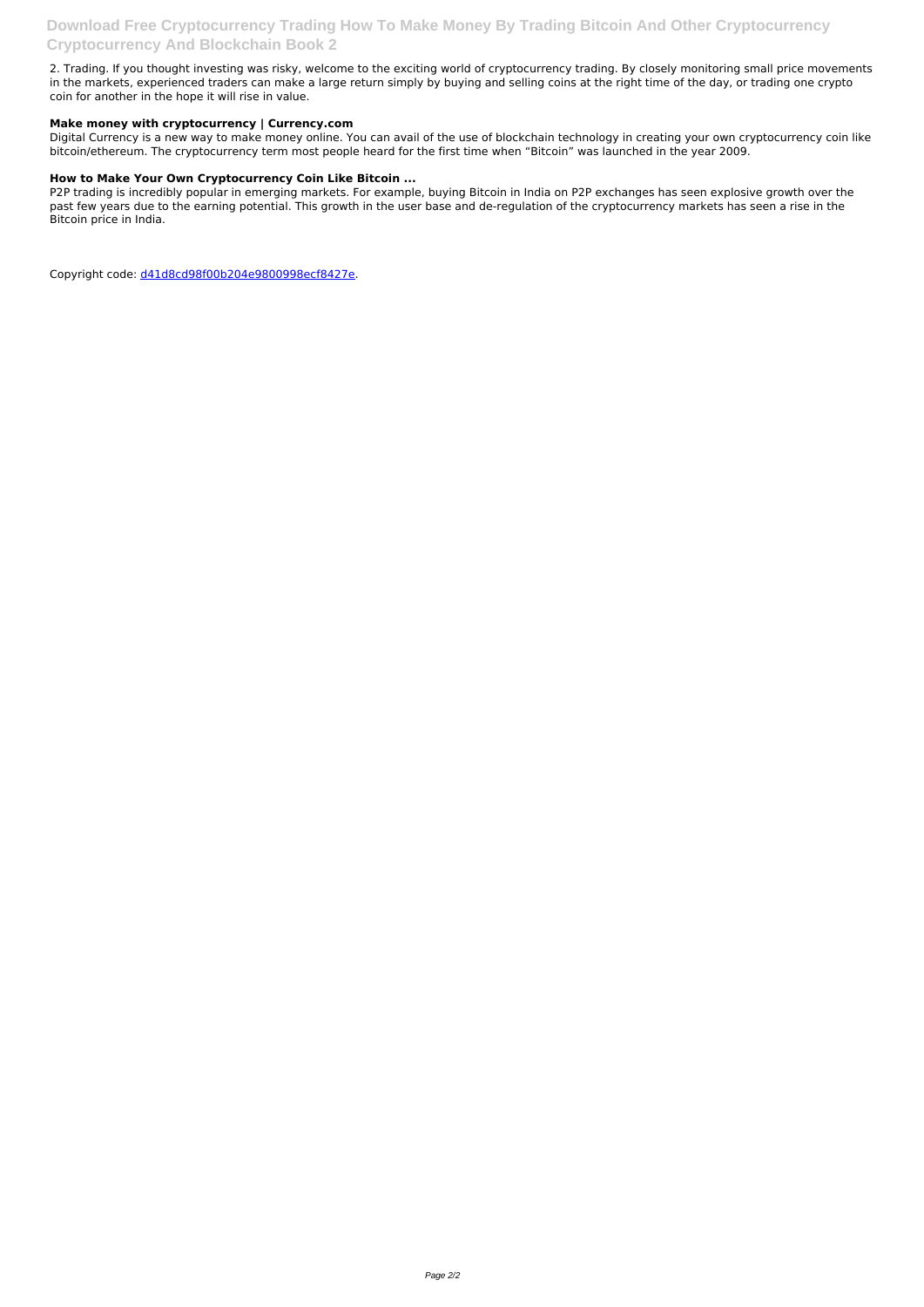2. Trading. If you thought investing was risky, welcome to the exciting world of cryptocurrency trading. By closely monitoring small price movements in the markets, experienced traders can make a large return simply by buying and selling coins at the right time of the day, or trading one crypto coin for another in the hope it will rise in value.

**Make money with cryptocurrency | Currency.com**

Digital Currency is a new way to make money online. You can avail of the use of blockchain technology in creating your own cryptocurrency coin like bitcoin/ethereum. The cryptocurrency term most people heard for the first time when "Bitcoin" was launched in the year 2009.

**How to Make Your Own Cryptocurrency Coin Like Bitcoin ...**

P2P trading is incredibly popular in emerging markets. For example, buying Bitcoin in India on P2P exchanges has seen explosive growth over the past few years due to the earning potential. This growth in the user base and de-regulation of the cryptocurrency markets has seen a rise in the Bitcoin price in India.

Copyright code: d41d8cd98f00b204e9800998ecf8427e.